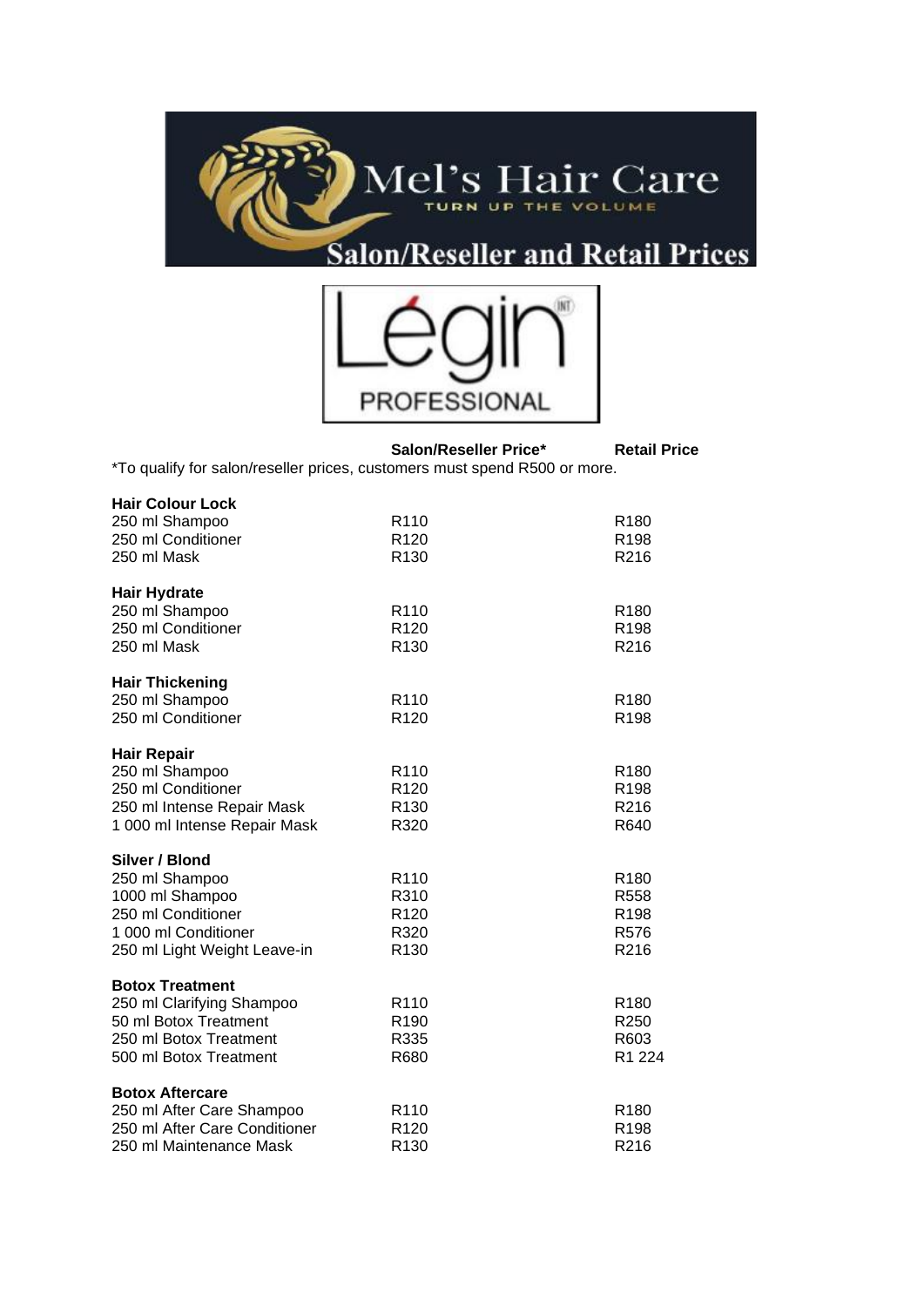# Mel's Hair Care

TURN UP THE VOLUME

## Salon/Reseller and Retail Prices

Légin PROFESSIONAL

*To qualify for salon/reseller prices, customers must spend R500 or more.

| | Salon/Reseller Price* | Retail Price |
|---|---|---|
| **Hair Colour Lock** | | |
| 250 ml Shampoo | R110 | R180 |
| 250 ml Conditioner | R120 | R198 |
| 250 ml Mask | R130 | R216 |
| **Hair Hydrate** | | |
| 250 ml Shampoo | R110 | R180 |
| 250 ml Conditioner | R120 | R198 |
| 250 ml Mask | R130 | R216 |
| **Hair Thickening** | | |
| 250 ml Shampoo | R110 | R180 |
| 250 ml Conditioner | R120 | R198 |
| **Hair Repair** | | |
| 250 ml Shampoo | R110 | R180 |
| 250 ml Conditioner | R120 | R198 |
| 250 ml Intense Repair Mask | R130 | R216 |
| 1 000 ml Intense Repair Mask | R320 | R640 |
| **Silver / Blond** | | |
| 250 ml Shampoo | R110 | R180 |
| 1000 ml Shampoo | R310 | R558 |
| 250 ml Conditioner | R120 | R198 |
| 1 000 ml Conditioner | R320 | R576 |
| 250 ml Light Weight Leave-in | R130 | R216 |
| **Botox Treatment** | | |
| 250 ml Clarifying Shampoo | R110 | R180 |
| 50 ml Botox Treatment | R190 | R250 |
| 250 ml Botox Treatment | R335 | R603 |
| 500 ml Botox Treatment | R680 | R1 224 |
| **Botox Aftercare** | | |
| 250 ml After Care Shampoo | R110 | R180 |
| 250 ml After Care Conditioner | R120 | R198 |
| 250 ml Maintenance Mask | R130 | R216 |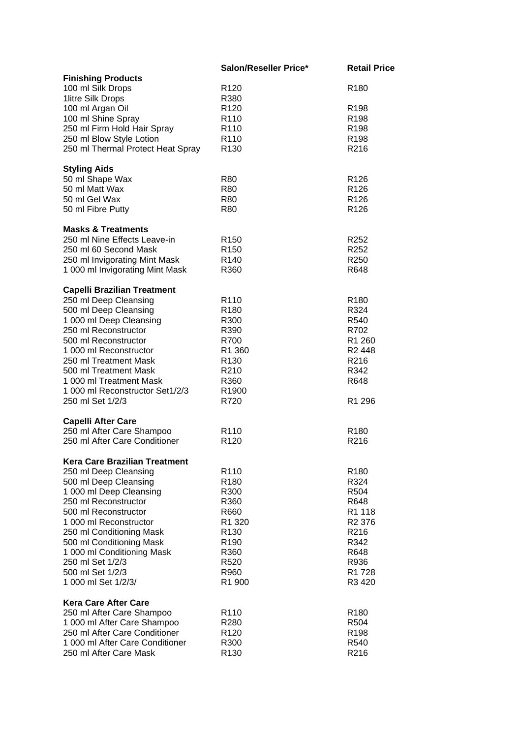| | Salon/Reseller Price* | Retail Price |
|---|---|---|
| **Finishing Products** | | |
| 100 ml Silk Drops | R120 | R180 |
| 1litre Silk Drops | R380 | |
| 100 ml Argan Oil | R120 | R198 |
| 100 ml Shine Spray | R110 | R198 |
| 250 ml Firm Hold Hair Spray | R110 | R198 |
| 250 ml Blow Style Lotion | R110 | R198 |
| 250 ml Thermal Protect Heat Spray | R130 | R216 |
| | | |
| **Styling Aids** | | |
| 50 ml Shape Wax | R80 | R126 |
| 50 ml Matt Wax | R80 | R126 |
| 50 ml Gel Wax | R80 | R126 |
| 50 ml Fibre Putty | R80 | R126 |
| | | |
| **Masks & Treatments** | | |
| 250 ml Nine Effects Leave-in | R150 | R252 |
| 250 ml 60 Second Mask | R150 | R252 |
| 250 ml Invigorating Mint Mask | R140 | R250 |
| 1 000 ml Invigorating Mint Mask | R360 | R648 |
| | | |
| **Capelli Brazilian Treatment** | | |
| 250 ml Deep Cleansing | R110 | R180 |
| 500 ml Deep Cleansing | R180 | R324 |
| 1 000 ml Deep Cleansing | R300 | R540 |
| 250 ml Reconstructor | R390 | R702 |
| 500 ml Reconstructor | R700 | R1 260 |
| 1 000 ml Reconstructor | R1 360 | R2 448 |
| 250 ml Treatment Mask | R130 | R216 |
| 500 ml Treatment Mask | R210 | R342 |
| 1 000 ml Treatment Mask | R360 | R648 |
| 1 000 ml Reconstructor Set1/2/3 | R1900 | |
| 250 ml Set 1/2/3 | R720 | R1 296 |
| | | |
| **Capelli After Care** | | |
| 250 ml After Care Shampoo | R110 | R180 |
| 250 ml After Care Conditioner | R120 | R216 |
| | | |
| **Kera Care Brazilian Treatment** | | |
| 250 ml Deep Cleansing | R110 | R180 |
| 500 ml Deep Cleansing | R180 | R324 |
| 1 000 ml Deep Cleansing | R300 | R504 |
| 250 ml Reconstructor | R360 | R648 |
| 500 ml Reconstructor | R660 | R1 118 |
| 1 000 ml Reconstructor | R1 320 | R2 376 |
| 250 ml Conditioning Mask | R130 | R216 |
| 500 ml Conditioning Mask | R190 | R342 |
| 1 000 ml Conditioning Mask | R360 | R648 |
| 250 ml Set 1/2/3 | R520 | R936 |
| 500 ml Set 1/2/3 | R960 | R1 728 |
| 1 000 ml Set 1/2/3/ | R1 900 | R3 420 |
| | | |
| **Kera Care After Care** | | |
| 250 ml After Care Shampoo | R110 | R180 |
| 1 000 ml After Care Shampoo | R280 | R504 |
| 250 ml After Care Conditioner | R120 | R198 |
| 1 000 ml After Care Conditioner | R300 | R540 |
| 250 ml After Care Mask | R130 | R216 |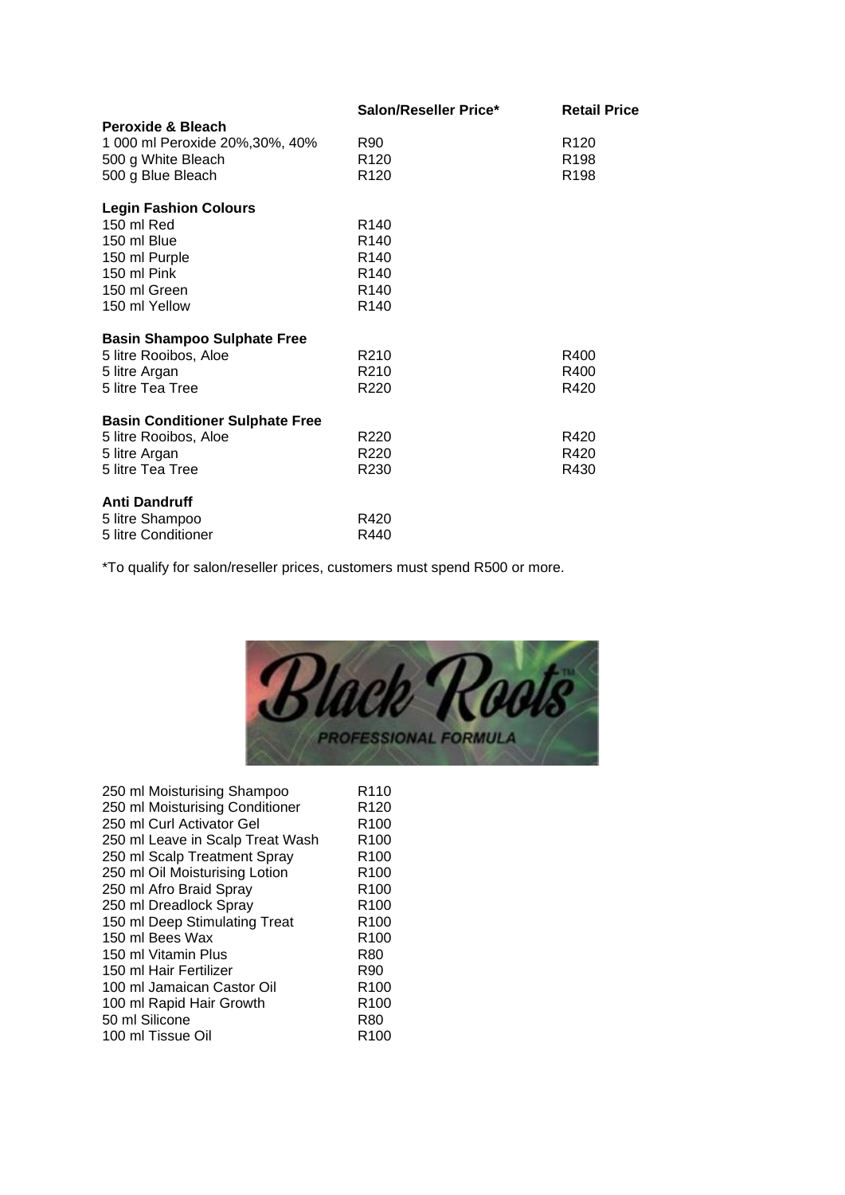| | Salon/Reseller Price* | Retail Price |
|---|---|---|
| **Peroxide & Bleach** | | |
| 1 000 ml Peroxide 20%,30%, 40% | R90 | R120 |
| 500 g White Bleach | R120 | R198 |
| 500 g Blue Bleach | R120 | R198 |
| | | |
| **Legin Fashion Colours** | | |
| 150 ml Red | R140 | |
| 150 ml Blue | R140 | |
| 150 ml Purple | R140 | |
| 150 ml Pink | R140 | |
| 150 ml Green | R140 | |
| 150 ml Yellow | R140 | |
| | | |
| **Basin Shampoo Sulphate Free** | | |
| 5 litre Rooibos, Aloe | R210 | R400 |
| 5 litre Argan | R210 | R400 |
| 5 litre Tea Tree | R220 | R420 |
| | | |
| **Basin Conditioner Sulphate Free** | | |
| 5 litre Rooibos, Aloe | R220 | R420 |
| 5 litre Argan | R220 | R420 |
| 5 litre Tea Tree | R230 | R430 |
| | | |
| **Anti Dandruff** | | |
| 5 litre Shampoo | R420 | |
| 5 litre Conditioner | R440 | |

*To qualify for salon/reseller prices, customers must spend R500 or more.

Black Roots™ PROFESSIONAL FORMULA

| Product | Price |
|---|---|
| 250 ml Moisturising Shampoo | R110 |
| 250 ml Moisturising Conditioner | R120 |
| 250 ml Curl Activator Gel | R100 |
| 250 ml Leave in Scalp Treat Wash | R100 |
| 250 ml Scalp Treatment Spray | R100 |
| 250 ml Oil Moisturising Lotion | R100 |
| 250 ml Afro Braid Spray | R100 |
| 250 ml Dreadlock Spray | R100 |
| 150 ml Deep Stimulating Treat | R100 |
| 150 ml Bees Wax | R100 |
| 150 ml Vitamin Plus | R80 |
| 150 ml Hair Fertilizer | R90 |
| 100 ml Jamaican Castor Oil | R100 |
| 100 ml Rapid Hair Growth | R100 |
| 50 ml Silicone | R80 |
| 100 ml Tissue Oil | R100 |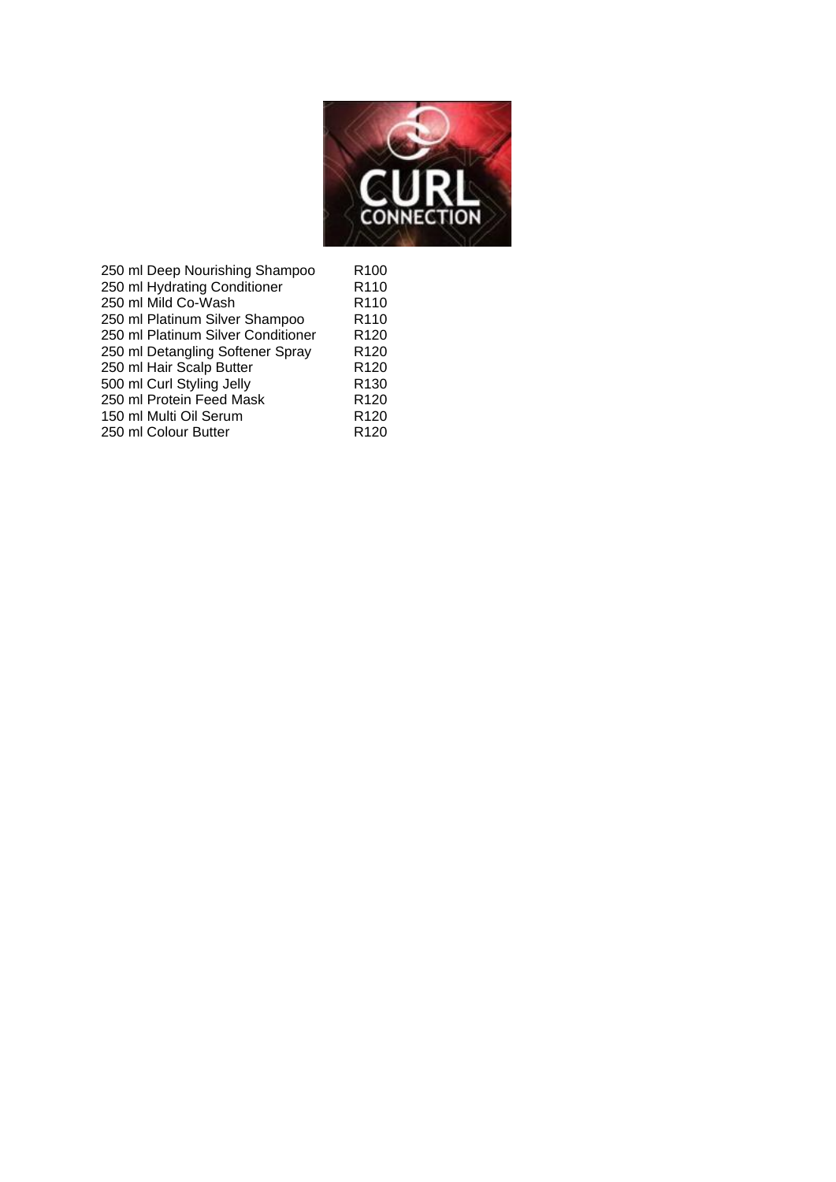CURL CONNECTION

| | |
|---|---|
| 250 ml Deep Nourishing Shampoo | R100 |
| 250 ml Hydrating Conditioner | R110 |
| 250 ml Mild Co-Wash | R110 |
| 250 ml Platinum Silver Shampoo | R110 |
| 250 ml Platinum Silver Conditioner | R120 |
| 250 ml Detangling Softener Spray | R120 |
| 250 ml Hair Scalp Butter | R120 |
| 500 ml Curl Styling Jelly | R130 |
| 250 ml Protein Feed Mask | R120 |
| 150 ml Multi Oil Serum | R120 |
| 250 ml Colour Butter | R120 |